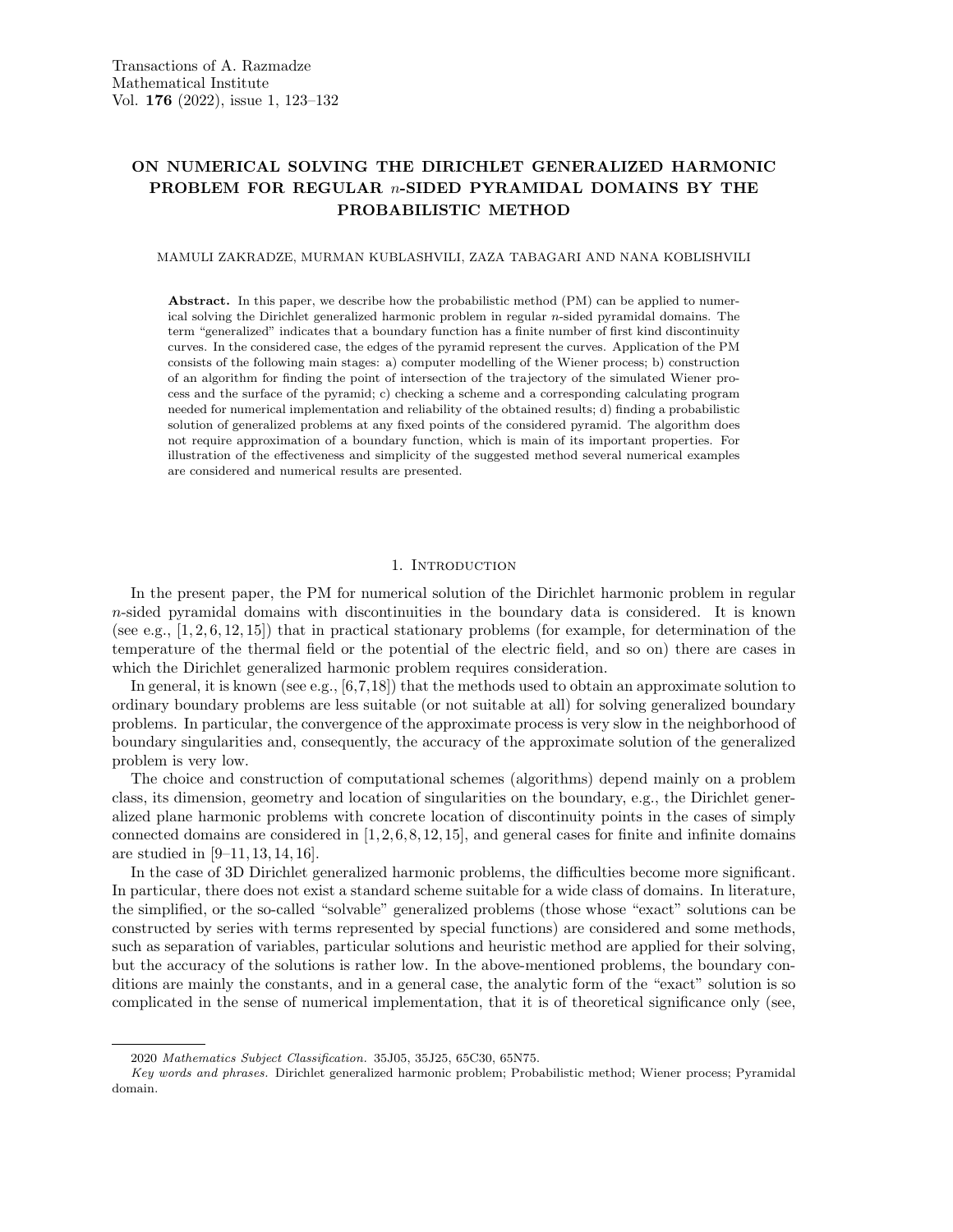# ON NUMERICAL SOLVING THE DIRICHLET GENERALIZED HARMONIC PROBLEM FOR REGULAR $n$-SIDED PYRAMIDAL DOMAINS BY THE PROBABILISTIC METHOD

MAMULI ZAKRADZE, MURMAN KUBLASHVILI, ZAZA TABAGARI AND NANA KOBLISHVILI

**Abstract.** In this paper, we describe how the probabilistic method (PM) can be applied to numerical solving the Dirichlet generalized harmonic problem in regular $n$-sided pyramidal domains. The term "generalized" indicates that a boundary function has a finite number of first kind discontinuity curves. In the considered case, the edges of the pyramid represent the curves. Application of the PM consists of the following main stages: a) computer modelling of the Wiener process; b) construction of an algorithm for finding the point of intersection of the trajectory of the simulated Wiener process and the surface of the pyramid; c) checking a scheme and a corresponding calculating program needed for numerical implementation and reliability of the obtained results; d) finding a probabilistic solution of generalized problems at any fixed points of the considered pyramid. The algorithm does not require approximation of a boundary function, which is main of its important properties. For illustration of the effectiveness and simplicity of the suggested method several numerical examples are considered and numerical results are presented.

## 1. Introduction

In the present paper, the PM for numerical solution of the Dirichlet harmonic problem in regular $n$-sided pyramidal domains with discontinuities in the boundary data is considered. It is known (see e.g., [1, 2, 6, 12, 15]) that in practical stationary problems (for example, for determination of the temperature of the thermal field or the potential of the electric field, and so on) there are cases in which the Dirichlet generalized harmonic problem requires consideration.

In general, it is known (see e.g., [6,7,18]) that the methods used to obtain an approximate solution to ordinary boundary problems are less suitable (or not suitable at all) for solving generalized boundary problems. In particular, the convergence of the approximate process is very slow in the neighborhood of boundary singularities and, consequently, the accuracy of the approximate solution of the generalized problem is very low.

The choice and construction of computational schemes (algorithms) depend mainly on a problem class, its dimension, geometry and location of singularities on the boundary, e.g., the Dirichlet generalized plane harmonic problems with concrete location of discontinuity points in the cases of simply connected domains are considered in [1, 2, 6, 8, 12, 15], and general cases for finite and infinite domains are studied in [9–11, 13, 14, 16].

In the case of 3D Dirichlet generalized harmonic problems, the difficulties become more significant. In particular, there does not exist a standard scheme suitable for a wide class of domains. In literature, the simplified, or the so-called "solvable" generalized problems (those whose "exact" solutions can be constructed by series with terms represented by special functions) are considered and some methods, such as separation of variables, particular solutions and heuristic method are applied for their solving, but the accuracy of the solutions is rather low. In the above-mentioned problems, the boundary conditions are mainly the constants, and in a general case, the analytic form of the "exact" solution is so complicated in the sense of numerical implementation, that it is of theoretical significance only (see,

---

2020 *Mathematics Subject Classification.* 35J05, 35J25, 65C30, 65N75.

*Key words and phrases.* Dirichlet generalized harmonic problem; Probabilistic method; Wiener process; Pyramidal domain.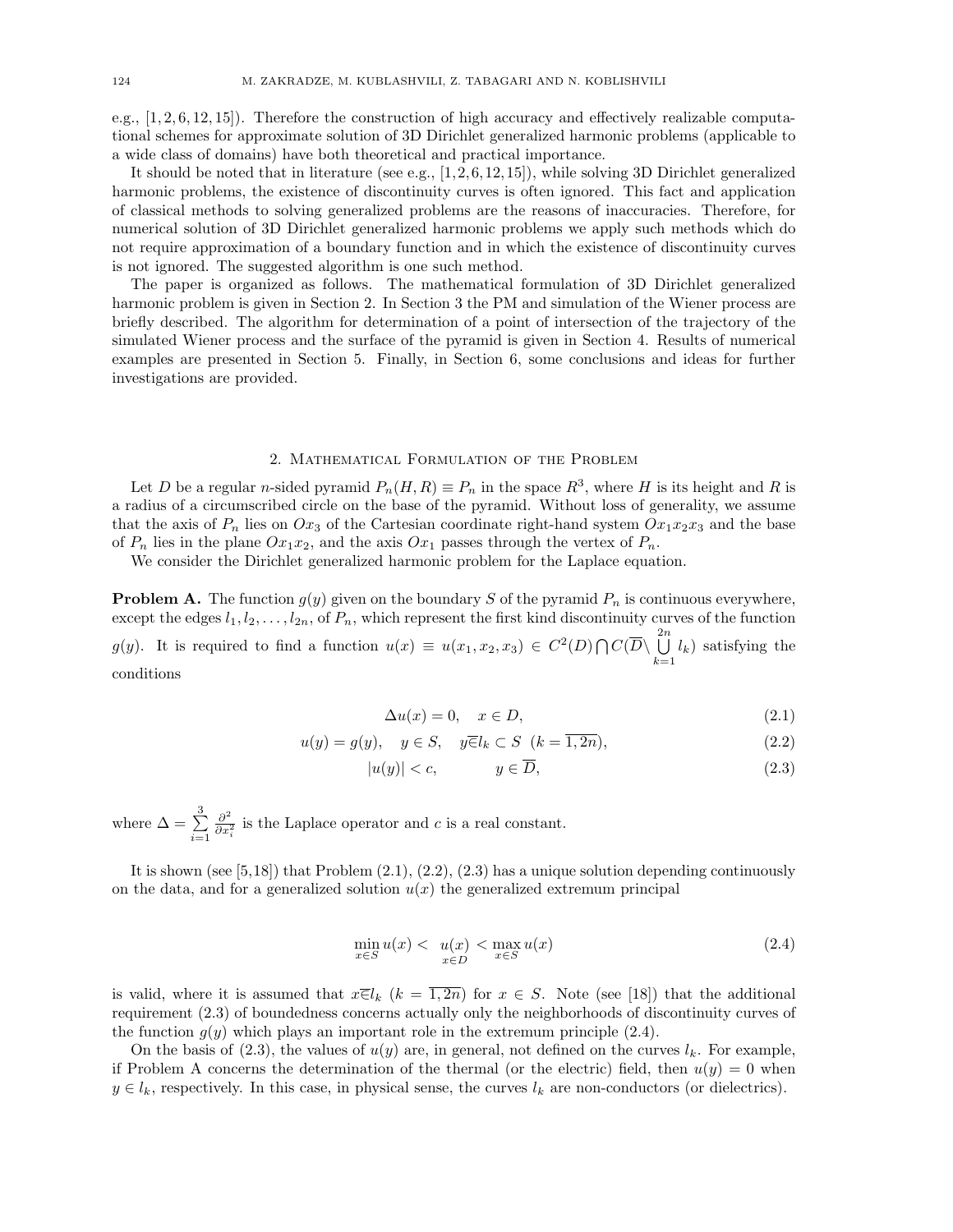e.g., [1, 2, 6, 12, 15]). Therefore the construction of high accuracy and effectively realizable computational schemes for approximate solution of 3D Dirichlet generalized harmonic problems (applicable to a wide class of domains) have both theoretical and practical importance.

It should be noted that in literature (see e.g., [1, 2, 6, 12, 15]), while solving 3D Dirichlet generalized harmonic problems, the existence of discontinuity curves is often ignored. This fact and application of classical methods to solving generalized problems are the reasons of inaccuracies. Therefore, for numerical solution of 3D Dirichlet generalized harmonic problems we apply such methods which do not require approximation of a boundary function and in which the existence of discontinuity curves is not ignored. The suggested algorithm is one such method.

The paper is organized as follows. The mathematical formulation of 3D Dirichlet generalized harmonic problem is given in Section 2. In Section 3 the PM and simulation of the Wiener process are briefly described. The algorithm for determination of a point of intersection of the trajectory of the simulated Wiener process and the surface of the pyramid is given in Section 4. Results of numerical examples are presented in Section 5. Finally, in Section 6, some conclusions and ideas for further investigations are provided.

## 2. Mathematical Formulation of the Problem

Let $D$ be a regular $n$-sided pyramid $P_n(H,R) \equiv P_n$ in the space $R^3$, where $H$ is its height and $R$ is a radius of a circumscribed circle on the base of the pyramid. Without loss of generality, we assume that the axis of $P_n$ lies on $Ox_3$ of the Cartesian coordinate right-hand system $Ox_1x_2x_3$ and the base of $P_n$ lies in the plane $Ox_1x_2$, and the axis $Ox_1$ passes through the vertex of $P_n$.

We consider the Dirichlet generalized harmonic problem for the Laplace equation.

**Problem A.** The function $g(y)$ given on the boundary $S$ of the pyramid $P_n$ is continuous everywhere, except the edges $l_1, l_2, \dots, l_{2n}$, of $P_n$, which represent the first kind discontinuity curves of the function $g(y)$. It is required to find a function $u(x) \equiv u(x_1,x_2,x_3) \in C^2(D) \bigcap C(\overline{D} \setminus \bigcup\limits_{k=1}^{2n} l_k)$ satisfying the conditions

$$\Delta u(x) = 0, \quad x \in D, \tag{2.1}$$

$$u(y) = g(y), \quad y \in S, \quad y \overline{\in} l_k \subset S \ \ (k = \overline{1,2n}), \tag{2.2}$$

$$|u(y)| < c, \qquad y \in \overline{D}, \tag{2.3}$$

where $\Delta = \sum\limits_{i=1}^{3} \frac{\partial^2}{\partial x_i^2}$ is the Laplace operator and $c$ is a real constant.

It is shown (see [5, 18]) that Problem (2.1), (2.2), (2.3) has a unique solution depending continuously on the data, and for a generalized solution $u(x)$ the generalized extremum principal

$$\min_{x \in S} u(x) < \underset{x \in D}{u(x)} < \max_{x \in S} u(x) \tag{2.4}$$

is valid, where it is assumed that $x \overline{\in} l_k$ $(k = \overline{1,2n})$ for $x \in S$. Note (see [18]) that the additional requirement (2.3) of boundedness concerns actually only the neighborhoods of discontinuity curves of the function $g(y)$ which plays an important role in the extremum principle (2.4).

On the basis of (2.3), the values of $u(y)$ are, in general, not defined on the curves $l_k$. For example, if Problem A concerns the determination of the thermal (or the electric) field, then $u(y) = 0$ when $y \in l_k$, respectively. In this case, in physical sense, the curves $l_k$ are non-conductors (or dielectrics).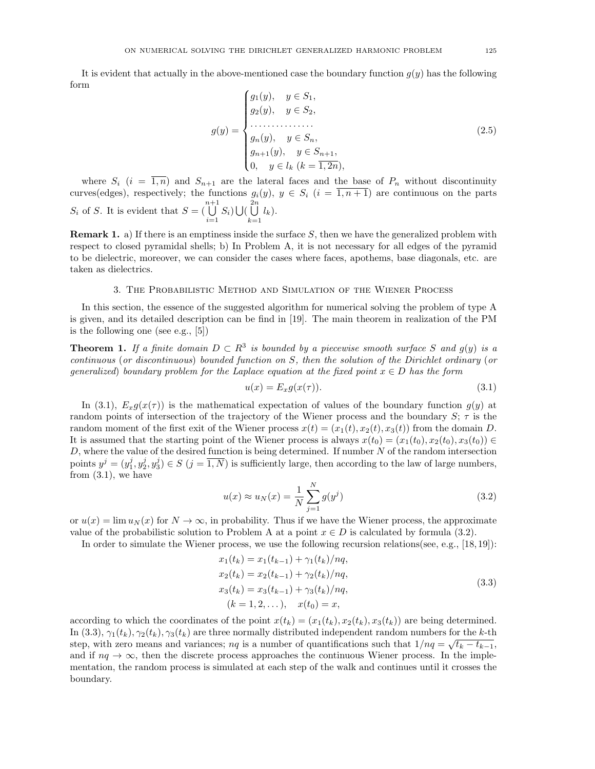It is evident that actually in the above-mentioned case the boundary function $g(y)$ has the following form

$$
g(y) = \begin{cases} g_1(y), & y \in S_1, \\ g_2(y), & y \in S_2, \\ \dots\dots\dots\dots\dots \\ g_n(y), & y \in S_n, \\ g_{n+1}(y), & y \in S_{n+1}, \\ 0, & y \in l_k \ (k = \overline{1, 2n}), \end{cases} \tag{2.5}
$$

where $S_i$ $(i = \overline{1, n})$ and $S_{n+1}$ are the lateral faces and the base of $P_n$ without discontinuity curves(edges), respectively; the functions $g_i(y)$, $y \in S_i$ $(i = \overline{1, n+1})$ are continuous on the parts $S_i$ of $S$. It is evident that $S = (\bigcup_{i=1}^{n+1} S_i) \bigcup (\bigcup_{k=1}^{2n} l_k)$.

**Remark 1.** a) If there is an emptiness inside the surface $S$, then we have the generalized problem with respect to closed pyramidal shells; b) In Problem A, it is not necessary for all edges of the pyramid to be dielectric, moreover, we can consider the cases where faces, apothems, base diagonals, etc. are taken as dielectrics.

## 3. The Probabilistic Method and Simulation of the Wiener Process

In this section, the essence of the suggested algorithm for numerical solving the problem of type A is given, and its detailed description can be find in [19]. The main theorem in realization of the PM is the following one (see e.g., [5])

**Theorem 1.** *If a finite domain $D \subset R^3$ is bounded by a piecewise smooth surface $S$ and $g(y)$ is a continuous (or discontinuous) bounded function on $S$, then the solution of the Dirichlet ordinary (or generalized) boundary problem for the Laplace equation at the fixed point $x \in D$ has the form*

$$
u(x) = E_x g(x(\tau)). \tag{3.1}
$$

In (3.1), $E_x g(x(\tau))$ is the mathematical expectation of values of the boundary function $g(y)$ at random points of intersection of the trajectory of the Wiener process and the boundary $S$; $\tau$ is the random moment of the first exit of the Wiener process $x(t) = (x_1(t), x_2(t), x_3(t))$ from the domain $D$. It is assumed that the starting point of the Wiener process is always $x(t_0) = (x_1(t_0), x_2(t_0), x_3(t_0)) \in D$, where the value of the desired function is being determined. If number $N$ of the random intersection points $y^j = (y_1^j, y_2^j, y_3^j) \in S$ $(j = \overline{1, N})$ is sufficiently large, then according to the law of large numbers, from (3.1), we have

$$
u(x) \approx u_N(x) = \frac{1}{N} \sum_{j=1}^{N} g(y^j) \tag{3.2}
$$

or $u(x) = \lim u_N(x)$ for $N \to \infty$, in probability. Thus if we have the Wiener process, the approximate value of the probabilistic solution to Problem A at a point $x \in D$ is calculated by formula (3.2).

In order to simulate the Wiener process, we use the following recursion relations(see, e.g., [18, 19]):

$$
\begin{gathered}
x_1(t_k) = x_1(t_{k-1}) + \gamma_1(t_k)/nq, \\
x_2(t_k) = x_2(t_{k-1}) + \gamma_2(t_k)/nq, \\
x_3(t_k) = x_3(t_{k-1}) + \gamma_3(t_k)/nq, \\
(k = 1, 2, \dots), \quad x(t_0) = x,
\end{gathered} \tag{3.3}
$$

according to which the coordinates of the point $x(t_k) = (x_1(t_k), x_2(t_k), x_3(t_k))$ are being determined. In (3.3), $\gamma_1(t_k), \gamma_2(t_k), \gamma_3(t_k)$ are three normally distributed independent random numbers for the $k$-th step, with zero means and variances; $nq$ is a number of quantifications such that $1/nq = \sqrt{t_k - t_{k-1}}$, and if $nq \to \infty$, then the discrete process approaches the continuous Wiener process. In the implementation, the random process is simulated at each step of the walk and continues until it crosses the boundary.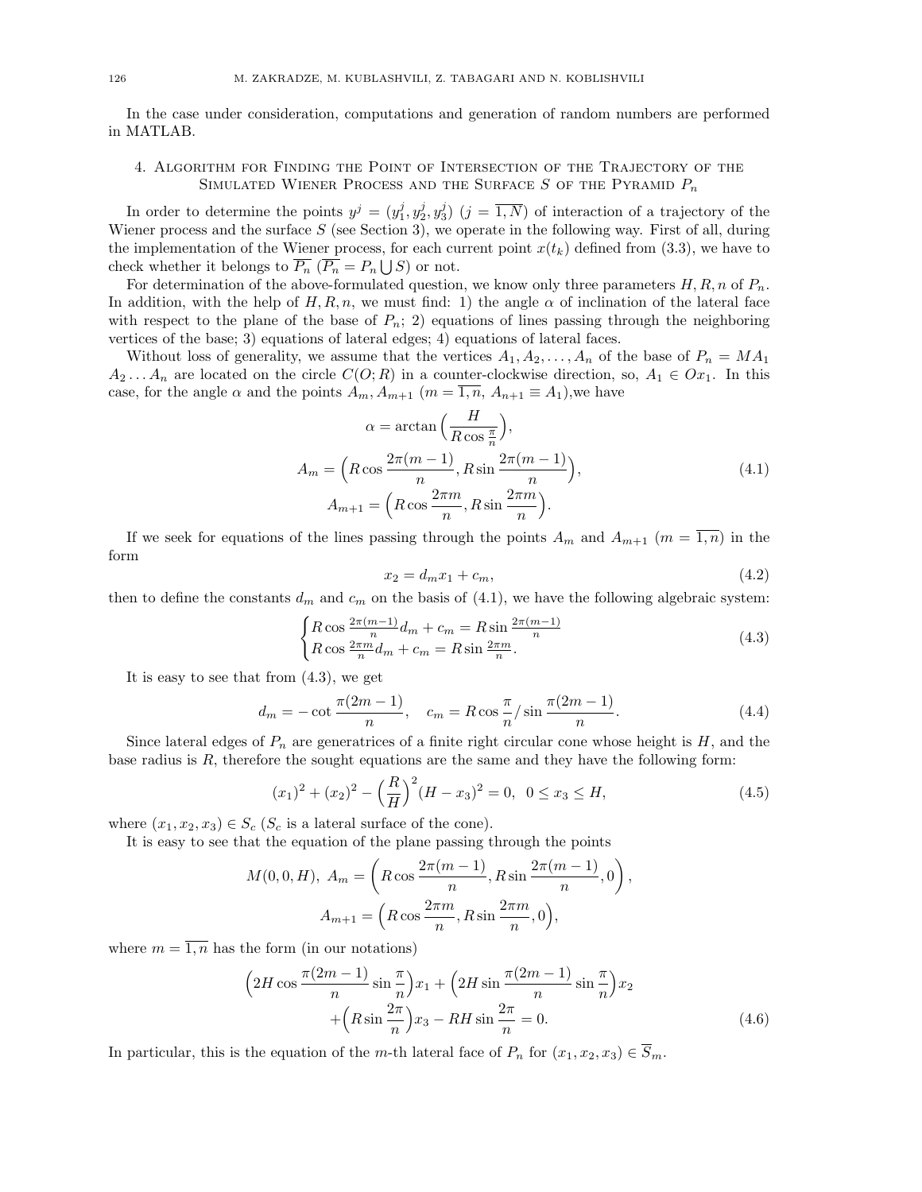In the case under consideration, computations and generation of random numbers are performed in MATLAB.

## 4. Algorithm for Finding the Point of Intersection of the Trajectory of the Simulated Wiener Process and the Surface $S$ of the Pyramid $P_n$

In order to determine the points $y^j = (y_1^j, y_2^j, y_3^j)$ $(j = \overline{1,N})$ of interaction of a trajectory of the Wiener process and the surface $S$ (see Section 3), we operate in the following way. First of all, during the implementation of the Wiener process, for each current point $x(t_k)$ defined from (3.3), we have to check whether it belongs to $\overline{P_n}$ $(\overline{P_n} = P_n \bigcup S)$ or not.

For determination of the above-formulated question, we know only three parameters $H, R, n$ of $P_n$. In addition, with the help of $H, R, n$, we must find: 1) the angle $\alpha$ of inclination of the lateral face with respect to the plane of the base of $P_n$; 2) equations of lines passing through the neighboring vertices of the base; 3) equations of lateral edges; 4) equations of lateral faces.

Without loss of generality, we assume that the vertices $A_1, A_2, \dots, A_n$ of the base of $P_n = MA_1 A_2 \dots A_n$ are located on the circle $C(O;R)$ in a counter-clockwise direction, so, $A_1 \in Ox_1$. In this case, for the angle $\alpha$ and the points $A_m, A_{m+1}$ $(m = \overline{1,n},\ A_{n+1} \equiv A_1)$,we have

$$
\begin{gathered}
\alpha = \arctan\Big(\frac{H}{R\cos\frac{\pi}{n}}\Big), \\
A_m = \Big(R\cos\frac{2\pi(m-1)}{n}, R\sin\frac{2\pi(m-1)}{n}\Big), \\
A_{m+1} = \Big(R\cos\frac{2\pi m}{n}, R\sin\frac{2\pi m}{n}\Big).
\end{gathered}
\tag{4.1}
$$

If we seek for equations of the lines passing through the points $A_m$ and $A_{m+1}$ $(m = \overline{1,n})$ in the form

$$
x_2 = d_m x_1 + c_m, \tag{4.2}
$$

then to define the constants $d_m$ and $c_m$ on the basis of (4.1), we have the following algebraic system:

$$
\begin{cases}
R\cos\frac{2\pi(m-1)}{n} d_m + c_m = R\sin\frac{2\pi(m-1)}{n} \\
R\cos\frac{2\pi m}{n} d_m + c_m = R\sin\frac{2\pi m}{n}.
\end{cases}
\tag{4.3}
$$

It is easy to see that from (4.3), we get

$$
d_m = -\cot\frac{\pi(2m-1)}{n}, \quad c_m = R\cos\frac{\pi}{n} / \sin\frac{\pi(2m-1)}{n}. \tag{4.4}
$$

Since lateral edges of $P_n$ are generatrices of a finite right circular cone whose height is $H$, and the base radius is $R$, therefore the sought equations are the same and they have the following form:

$$
(x_1)^2 + (x_2)^2 - \Big(\frac{R}{H}\Big)^2 (H - x_3)^2 = 0, \ \ 0 \le x_3 \le H, \tag{4.5}
$$

where $(x_1, x_2, x_3) \in S_c$ ($S_c$ is a lateral surface of the cone).

It is easy to see that the equation of the plane passing through the points

$$
\begin{gathered}
M(0,0,H),\ A_m = \left(R\cos\frac{2\pi(m-1)}{n}, R\sin\frac{2\pi(m-1)}{n}, 0\right), \\
A_{m+1} = \Big(R\cos\frac{2\pi m}{n}, R\sin\frac{2\pi m}{n}, 0\Big),
\end{gathered}
$$

where $m = \overline{1,n}$ has the form (in our notations)

$$
\begin{aligned}
\Big(2H\cos\frac{\pi(2m-1)}{n}\sin\frac{\pi}{n}\Big)x_1 &+ \Big(2H\sin\frac{\pi(2m-1)}{n}\sin\frac{\pi}{n}\Big)x_2 \\
&+ \Big(R\sin\frac{2\pi}{n}\Big)x_3 - RH\sin\frac{2\pi}{n} = 0.
\end{aligned}
\tag{4.6}
$$

In particular, this is the equation of the $m$-th lateral face of $P_n$ for $(x_1, x_2, x_3) \in \overline{S}_m$.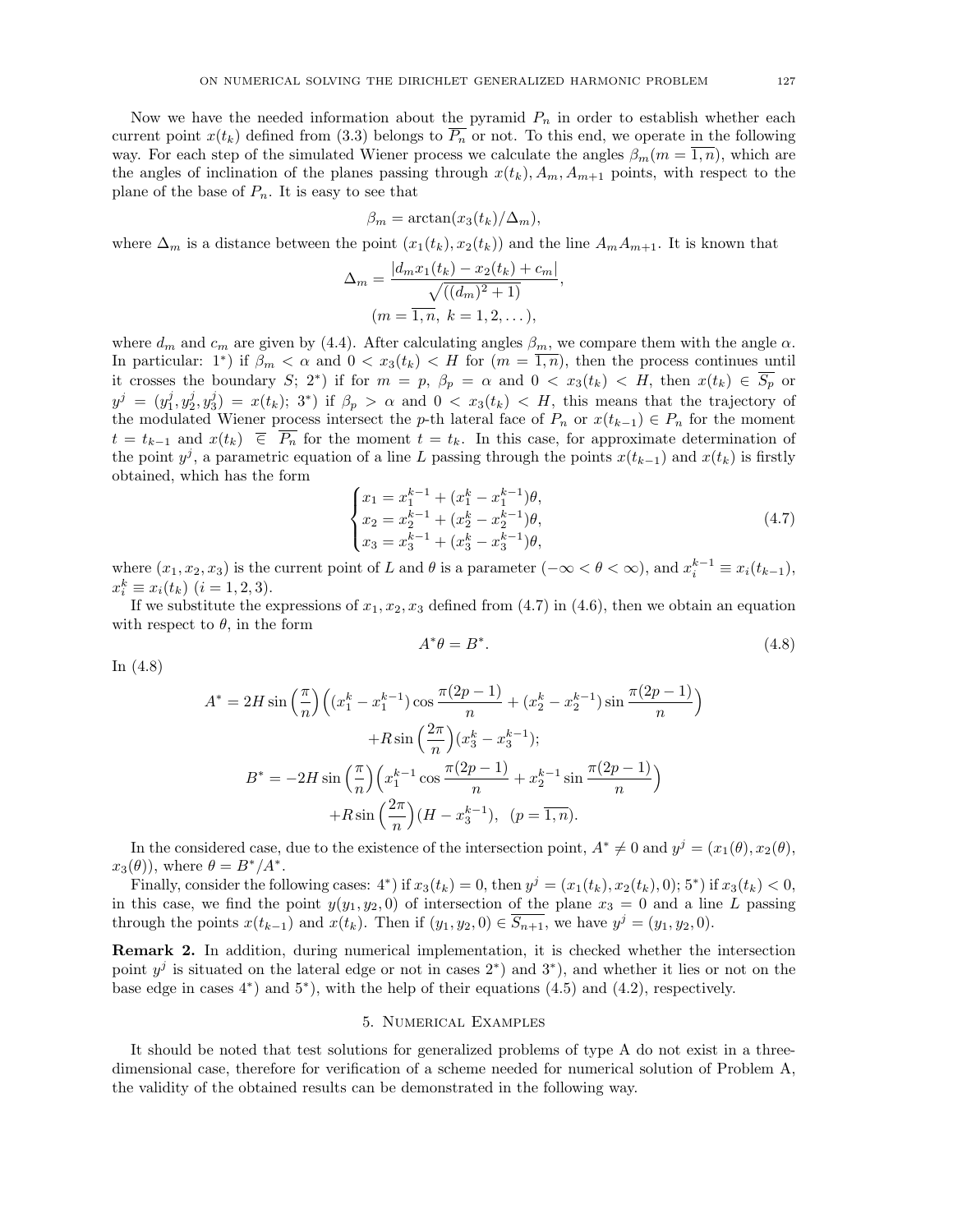Now we have the needed information about the pyramid $P_n$ in order to establish whether each current point $x(t_k)$ defined from (3.3) belongs to $\overline{P_n}$ or not. To this end, we operate in the following way. For each step of the simulated Wiener process we calculate the angles $\beta_m (m = \overline{1,n})$, which are the angles of inclination of the planes passing through $x(t_k), A_m, A_{m+1}$ points, with respect to the plane of the base of $P_n$. It is easy to see that

$$\beta_m = \arctan(x_3(t_k)/\Delta_m),$$

where $\Delta_m$ is a distance between the point $(x_1(t_k), x_2(t_k))$ and the line $A_m A_{m+1}$. It is known that

$$\Delta_m = \frac{|d_m x_1(t_k) - x_2(t_k) + c_m|}{\sqrt{((d_m)^2 + 1)}},$$
$$(m = \overline{1,n},\ k = 1, 2, \dots),$$

where $d_m$ and $c_m$ are given by (4.4). After calculating angles $\beta_m$, we compare them with the angle $\alpha$. In particular: 1*) if $\beta_m < \alpha$ and $0 < x_3(t_k) < H$ for $(m = \overline{1,n})$, then the process continues until it crosses the boundary $S$; 2*) if for $m = p$, $\beta_p = \alpha$ and $0 < x_3(t_k) < H$, then $x(t_k) \in \overline{S_p}$ or $y^j = (y_1^j, y_2^j, y_3^j) = x(t_k)$; 3*) if $\beta_p > \alpha$ and $0 < x_3(t_k) < H$, this means that the trajectory of the modulated Wiener process intersect the $p$-th lateral face of $P_n$ or $x(t_{k-1}) \in P_n$ for the moment $t = t_{k-1}$ and $x(t_k) \ \overline{\in}\ \overline{P_n}$ for the moment $t = t_k$. In this case, for approximate determination of the point $y^j$, a parametric equation of a line $L$ passing through the points $x(t_{k-1})$ and $x(t_k)$ is firstly obtained, which has the form

$$\begin{cases} x_1 = x_1^{k-1} + (x_1^k - x_1^{k-1})\theta, \\ x_2 = x_2^{k-1} + (x_2^k - x_2^{k-1})\theta, \\ x_3 = x_3^{k-1} + (x_3^k - x_3^{k-1})\theta, \end{cases} \tag{4.7}$$

where $(x_1, x_2, x_3)$ is the current point of $L$ and $\theta$ is a parameter $(-\infty < \theta < \infty)$, and $x_i^{k-1} \equiv x_i(t_{k-1})$, $x_i^k \equiv x_i(t_k)$ $(i = 1, 2, 3)$.

If we substitute the expressions of $x_1, x_2, x_3$ defined from (4.7) in (4.6), then we obtain an equation with respect to $\theta$, in the form

$$A^* \theta = B^*. \tag{4.8}$$

In (4.8)

$$A^* = 2H \sin\Big(\frac{\pi}{n}\Big)\Big((x_1^k - x_1^{k-1})\cos\frac{\pi(2p-1)}{n} + (x_2^k - x_2^{k-1})\sin\frac{\pi(2p-1)}{n}\Big)$$
$$+ R\sin\Big(\frac{2\pi}{n}\Big)(x_3^k - x_3^{k-1});$$
$$B^* = -2H\sin\Big(\frac{\pi}{n}\Big)\Big(x_1^{k-1}\cos\frac{\pi(2p-1)}{n} + x_2^{k-1}\sin\frac{\pi(2p-1)}{n}\Big)$$
$$+ R\sin\Big(\frac{2\pi}{n}\Big)(H - x_3^{k-1}), \quad (p = \overline{1,n}).$$

In the considered case, due to the existence of the intersection point, $A^* \neq 0$ and $y^j = (x_1(\theta), x_2(\theta), x_3(\theta))$, where $\theta = B^*/A^*$.

Finally, consider the following cases: 4*) if $x_3(t_k) = 0$, then $y^j = (x_1(t_k), x_2(t_k), 0)$; 5*) if $x_3(t_k) < 0$, in this case, we find the point $y(y_1, y_2, 0)$ of intersection of the plane $x_3 = 0$ and a line $L$ passing through the points $x(t_{k-1})$ and $x(t_k)$. Then if $(y_1, y_2, 0) \in \overline{S_{n+1}}$, we have $y^j = (y_1, y_2, 0)$.

**Remark 2.** In addition, during numerical implementation, it is checked whether the intersection point $y^j$ is situated on the lateral edge or not in cases 2*) and 3*), and whether it lies or not on the base edge in cases 4*) and 5*), with the help of their equations (4.5) and (4.2), respectively.

## 5. Numerical Examples

It should be noted that test solutions for generalized problems of type A do not exist in a three-dimensional case, therefore for verification of a scheme needed for numerical solution of Problem A, the validity of the obtained results can be demonstrated in the following way.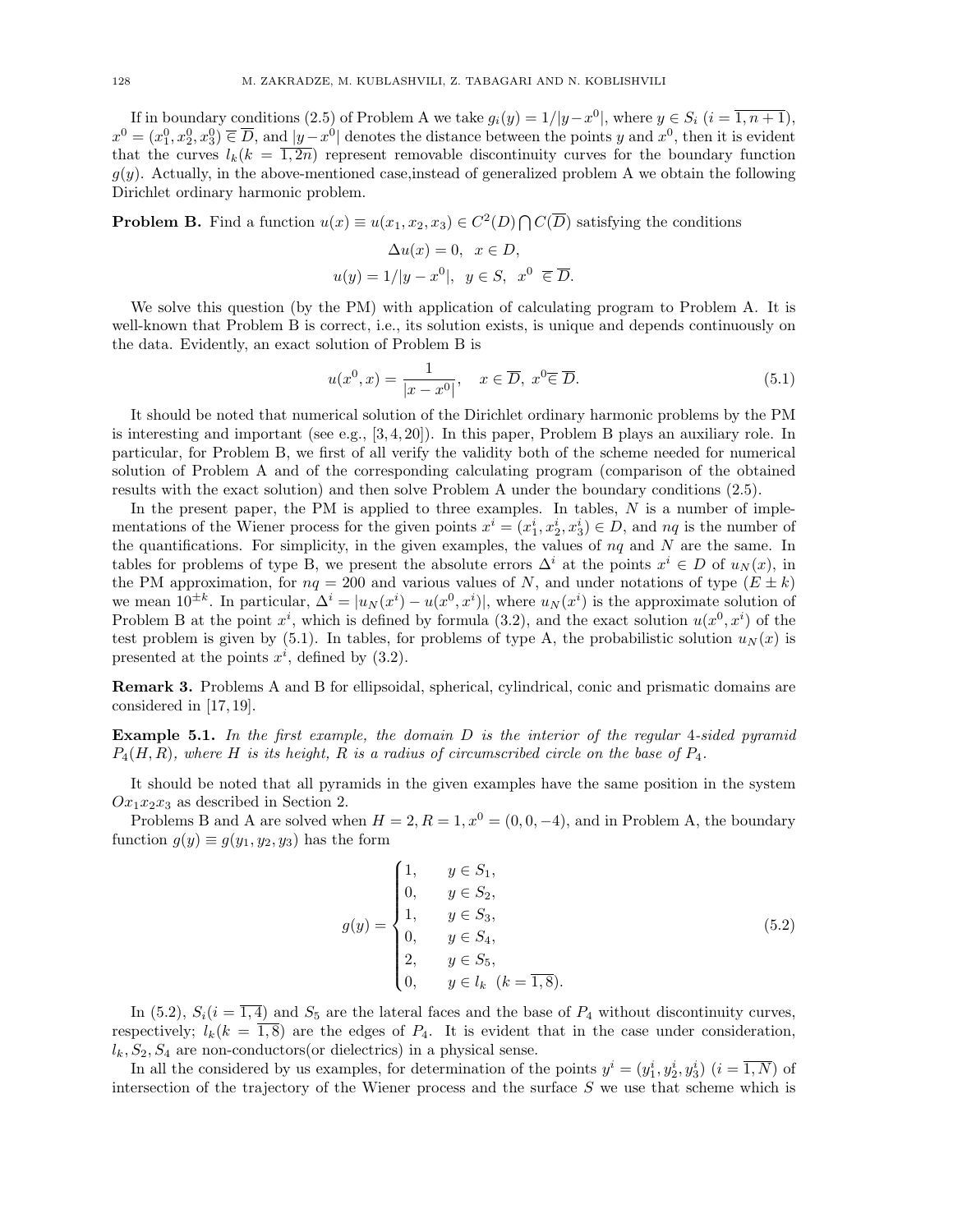If in boundary conditions (2.5) of Problem A we take $g_i(y) = 1/|y-x^0|$, where $y \in S_i$ $(i = \overline{1, n+1})$, $x^0 = (x_1^0, x_2^0, x_3^0) \overline{\in} \overline{D}$, and $|y-x^0|$ denotes the distance between the points $y$ and $x^0$, then it is evident that the curves $l_k (k = \overline{1, 2n})$ represent removable discontinuity curves for the boundary function $g(y)$. Actually, in the above-mentioned case,instead of generalized problem A we obtain the following Dirichlet ordinary harmonic problem.

**Problem B.** Find a function $u(x) \equiv u(x_1, x_2, x_3) \in C^2(D) \bigcap C(\overline{D})$ satisfying the conditions

$$\Delta u(x) = 0, \quad x \in D,$$
$$u(y) = 1/|y - x^0|, \quad y \in S, \quad x^0 \;\overline{\in}\; \overline{D}.$$

We solve this question (by the PM) with application of calculating program to Problem A. It is well-known that Problem B is correct, i.e., its solution exists, is unique and depends continuously on the data. Evidently, an exact solution of Problem B is

$$u(x^0, x) = \frac{1}{|x - x^0|}, \quad x \in \overline{D}, \; x^0 \overline{\in} \; \overline{D}. \tag{5.1}$$

It should be noted that numerical solution of the Dirichlet ordinary harmonic problems by the PM is interesting and important (see e.g., [3,4,20]). In this paper, Problem B plays an auxiliary role. In particular, for Problem B, we first of all verify the validity both of the scheme needed for numerical solution of Problem A and of the corresponding calculating program (comparison of the obtained results with the exact solution) and then solve Problem A under the boundary conditions (2.5).

In the present paper, the PM is applied to three examples. In tables, $N$ is a number of implementations of the Wiener process for the given points $x^i = (x_1^i, x_2^i, x_3^i) \in D$, and $nq$ is the number of the quantifications. For simplicity, in the given examples, the values of $nq$ and $N$ are the same. In tables for problems of type B, we present the absolute errors $\Delta^i$ at the points $x^i \in D$ of $u_N(x)$, in the PM approximation, for $nq = 200$ and various values of $N$, and under notations of type $(E \pm k)$ we mean $10^{\pm k}$. In particular, $\Delta^i = |u_N(x^i) - u(x^0, x^i)|$, where $u_N(x^i)$ is the approximate solution of Problem B at the point $x^i$, which is defined by formula (3.2), and the exact solution $u(x^0, x^i)$ of the test problem is given by (5.1). In tables, for problems of type A, the probabilistic solution $u_N(x)$ is presented at the points $x^i$, defined by (3.2).

**Remark 3.** Problems A and B for ellipsoidal, spherical, cylindrical, conic and prismatic domains are considered in [17,19].

**Example 5.1.** *In the first example, the domain $D$ is the interior of the regular 4-sided pyramid $P_4(H, R)$, where $H$ is its height, $R$ is a radius of circumscribed circle on the base of $P_4$.*

It should be noted that all pyramids in the given examples have the same position in the system $Ox_1x_2x_3$ as described in Section 2.

Problems B and A are solved when $H = 2, R = 1, x^0 = (0, 0, -4)$, and in Problem A, the boundary function $g(y) \equiv g(y_1, y_2, y_3)$ has the form

$$g(y) = \begin{cases} 1, & y \in S_1, \\ 0, & y \in S_2, \\ 1, & y \in S_3, \\ 0, & y \in S_4, \\ 2, & y \in S_5, \\ 0, & y \in l_k \;\; (k = \overline{1, 8}). \end{cases} \tag{5.2}$$

In (5.2), $S_i (i = \overline{1, 4})$ and $S_5$ are the lateral faces and the base of $P_4$ without discontinuity curves, respectively; $l_k (k = \overline{1, 8})$ are the edges of $P_4$. It is evident that in the case under consideration, $l_k, S_2, S_4$ are non-conductors(or dielectrics) in a physical sense.

In all the considered by us examples, for determination of the points $y^i = (y_1^i, y_2^i, y_3^i)$ $(i = \overline{1, N})$ of intersection of the trajectory of the Wiener process and the surface $S$ we use that scheme which is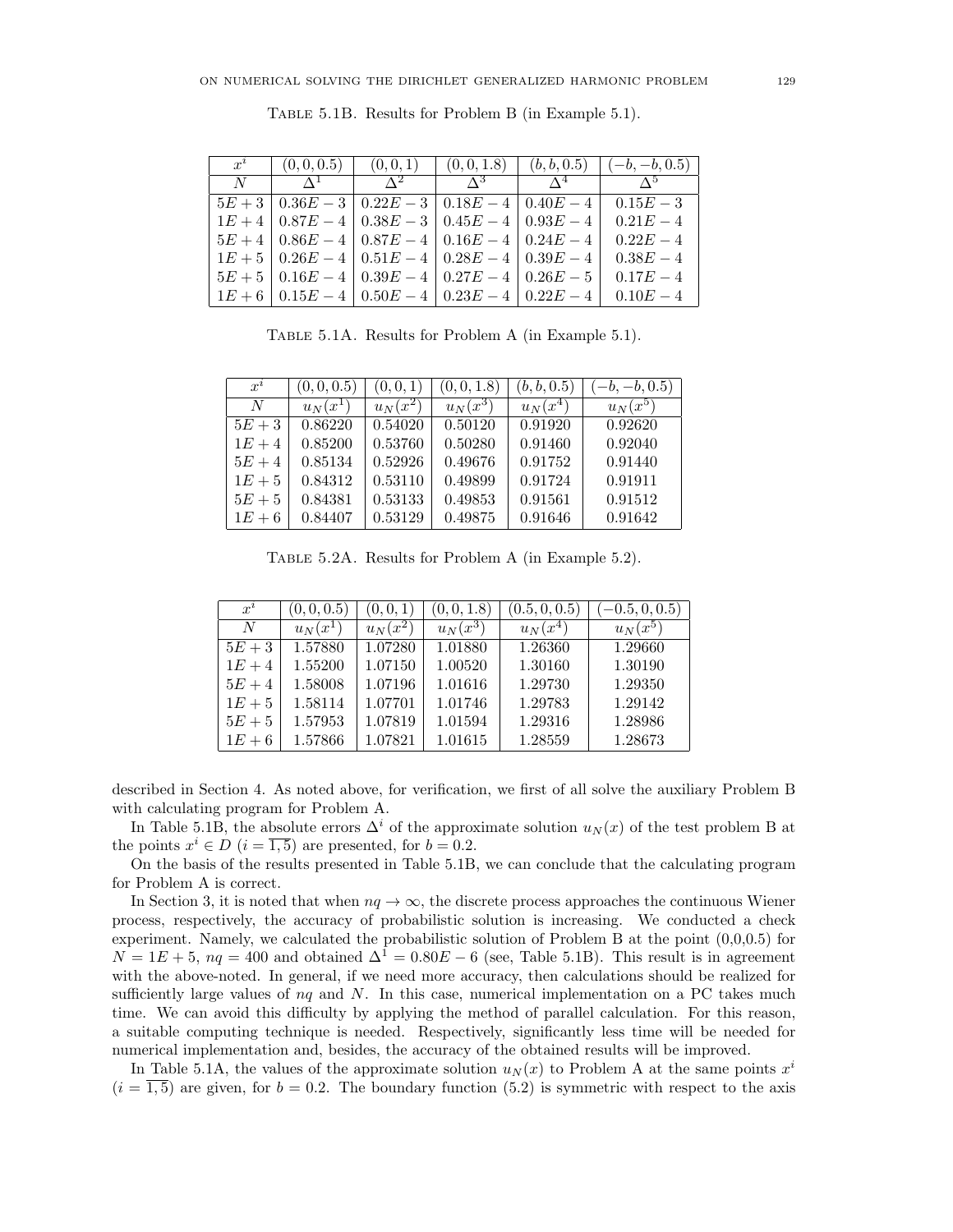Table 5.1B. Results for Problem B (in Example 5.1).

| $x^i$ | $(0, 0, 0.5)$ | $(0, 0, 1)$ | $(0, 0, 1.8)$ | $(b, b, 0.5)$ | $(-b, -b, 0.5)$ |
|---|---|---|---|---|---|
| $N$ | $\Delta^1$ | $\Delta^2$ | $\Delta^3$ | $\Delta^4$ | $\Delta^5$ |
| $5E+3$ | $0.36E-3$ | $0.22E-3$ | $0.18E-4$ | $0.40E-4$ | $0.15E-3$ |
| $1E+4$ | $0.87E-4$ | $0.38E-3$ | $0.45E-4$ | $0.93E-4$ | $0.21E-4$ |
| $5E+4$ | $0.86E-4$ | $0.87E-4$ | $0.16E-4$ | $0.24E-4$ | $0.22E-4$ |
| $1E+5$ | $0.26E-4$ | $0.51E-4$ | $0.28E-4$ | $0.39E-4$ | $0.38E-4$ |
| $5E+5$ | $0.16E-4$ | $0.39E-4$ | $0.27E-4$ | $0.26E-5$ | $0.17E-4$ |
| $1E+6$ | $0.15E-4$ | $0.50E-4$ | $0.23E-4$ | $0.22E-4$ | $0.10E-4$ |

Table 5.1A. Results for Problem A (in Example 5.1).

| $x^i$ | $(0, 0, 0.5)$ | $(0, 0, 1)$ | $(0, 0, 1.8)$ | $(b, b, 0.5)$ | $(-b, -b, 0.5)$ |
|---|---|---|---|---|---|
| $N$ | $u_N(x^1)$ | $u_N(x^2)$ | $u_N(x^3)$ | $u_N(x^4)$ | $u_N(x^5)$ |
| $5E+3$ | 0.86220 | 0.54020 | 0.50120 | 0.91920 | 0.92620 |
| $1E+4$ | 0.85200 | 0.53760 | 0.50280 | 0.91460 | 0.92040 |
| $5E+4$ | 0.85134 | 0.52926 | 0.49676 | 0.91752 | 0.91440 |
| $1E+5$ | 0.84312 | 0.53110 | 0.49899 | 0.91724 | 0.91911 |
| $5E+5$ | 0.84381 | 0.53133 | 0.49853 | 0.91561 | 0.91512 |
| $1E+6$ | 0.84407 | 0.53129 | 0.49875 | 0.91646 | 0.91642 |

Table 5.2A. Results for Problem A (in Example 5.2).

| $x^i$ | $(0, 0, 0.5)$ | $(0, 0, 1)$ | $(0, 0, 1.8)$ | $(0.5, 0, 0.5)$ | $(-0.5, 0, 0.5)$ |
|---|---|---|---|---|---|
| $N$ | $u_N(x^1)$ | $u_N(x^2)$ | $u_N(x^3)$ | $u_N(x^4)$ | $u_N(x^5)$ |
| $5E+3$ | 1.57880 | 1.07280 | 1.01880 | 1.26360 | 1.29660 |
| $1E+4$ | 1.55200 | 1.07150 | 1.00520 | 1.30160 | 1.30190 |
| $5E+4$ | 1.58008 | 1.07196 | 1.01616 | 1.29730 | 1.29350 |
| $1E+5$ | 1.58114 | 1.07701 | 1.01746 | 1.29783 | 1.29142 |
| $5E+5$ | 1.57953 | 1.07819 | 1.01594 | 1.29316 | 1.28986 |
| $1E+6$ | 1.57866 | 1.07821 | 1.01615 | 1.28559 | 1.28673 |

described in Section 4. As noted above, for verification, we first of all solve the auxiliary Problem B with calculating program for Problem A.

In Table 5.1B, the absolute errors $\Delta^i$ of the approximate solution $u_N(x)$ of the test problem B at the points $x^i \in D$ $(i = \overline{1,5})$ are presented, for $b = 0.2$.

On the basis of the results presented in Table 5.1B, we can conclude that the calculating program for Problem A is correct.

In Section 3, it is noted that when $nq \to \infty$, the discrete process approaches the continuous Wiener process, respectively, the accuracy of probabilistic solution is increasing. We conducted a check experiment. Namely, we calculated the probabilistic solution of Problem B at the point (0,0,0.5) for $N = 1E+5$, $nq = 400$ and obtained $\Delta^1 = 0.80E-6$ (see, Table 5.1B). This result is in agreement with the above-noted. In general, if we need more accuracy, then calculations should be realized for sufficiently large values of $nq$ and $N$. In this case, numerical implementation on a PC takes much time. We can avoid this difficulty by applying the method of parallel calculation. For this reason, a suitable computing technique is needed. Respectively, significantly less time will be needed for numerical implementation and, besides, the accuracy of the obtained results will be improved.

In Table 5.1A, the values of the approximate solution $u_N(x)$ to Problem A at the same points $x^i$ $(i = \overline{1,5})$ are given, for $b = 0.2$. The boundary function (5.2) is symmetric with respect to the axis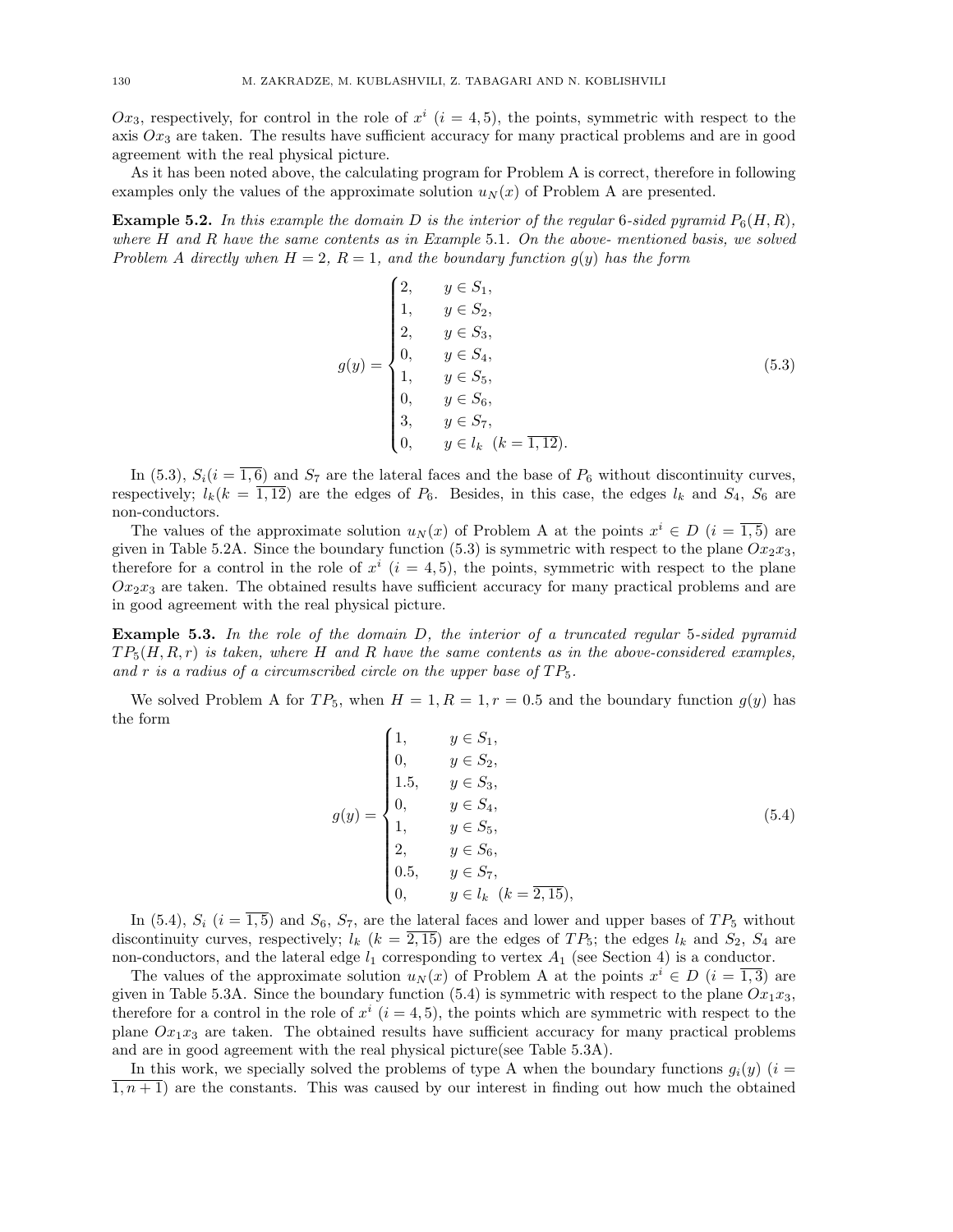$Ox_3$, respectively, for control in the role of $x^i$ $(i = 4,5)$, the points, symmetric with respect to the axis $Ox_3$ are taken. The results have sufficient accuracy for many practical problems and are in good agreement with the real physical picture.

As it has been noted above, the calculating program for Problem A is correct, therefore in following examples only the values of the approximate solution $u_N(x)$ of Problem A are presented.

**Example 5.2.** *In this example the domain $D$ is the interior of the regular 6-sided pyramid $P_6(H,R)$, where $H$ and $R$ have the same contents as in Example 5.1. On the above- mentioned basis, we solved Problem A directly when $H = 2$, $R = 1$, and the boundary function $g(y)$ has the form*

$$g(y) = \begin{cases} 2, & y \in S_1, \\ 1, & y \in S_2, \\ 2, & y \in S_3, \\ 0, & y \in S_4, \\ 1, & y \in S_5, \\ 0, & y \in S_6, \\ 3, & y \in S_7, \\ 0, & y \in l_k \ \ (k = \overline{1,12}). \end{cases} \tag{5.3}$$

In (5.3), $S_i (i = \overline{1,6})$ and $S_7$ are the lateral faces and the base of $P_6$ without discontinuity curves, respectively; $l_k (k = \overline{1,12})$ are the edges of $P_6$. Besides, in this case, the edges $l_k$ and $S_4$, $S_6$ are non-conductors.

The values of the approximate solution $u_N(x)$ of Problem A at the points $x^i \in D$ $(i = \overline{1,5})$ are given in Table 5.2A. Since the boundary function (5.3) is symmetric with respect to the plane $Ox_2x_3$, therefore for a control in the role of $x^i$ $(i = 4,5)$, the points, symmetric with respect to the plane $Ox_2x_3$ are taken. The obtained results have sufficient accuracy for many practical problems and are in good agreement with the real physical picture.

**Example 5.3.** *In the role of the domain $D$, the interior of a truncated regular 5-sided pyramid $TP_5(H,R,r)$ is taken, where $H$ and $R$ have the same contents as in the above-considered examples, and $r$ is a radius of a circumscribed circle on the upper base of $TP_5$.*

We solved Problem A for $TP_5$, when $H = 1, R = 1, r = 0.5$ and the boundary function $g(y)$ has the form

$$g(y) = \begin{cases} 1, & y \in S_1, \\ 0, & y \in S_2, \\ 1.5, & y \in S_3, \\ 0, & y \in S_4, \\ 1, & y \in S_5, \\ 2, & y \in S_6, \\ 0.5, & y \in S_7, \\ 0, & y \in l_k \ \ (k = \overline{2,15}), \end{cases} \tag{5.4}$$

In (5.4), $S_i$ $(i = \overline{1,5})$ and $S_6$, $S_7$, are the lateral faces and lower and upper bases of $TP_5$ without discontinuity curves, respectively; $l_k$ $(k = \overline{2,15})$ are the edges of $TP_5$; the edges $l_k$ and $S_2$, $S_4$ are non-conductors, and the lateral edge $l_1$ corresponding to vertex $A_1$ (see Section 4) is a conductor.

The values of the approximate solution $u_N(x)$ of Problem A at the points $x^i \in D$ $(i = \overline{1,3})$ are given in Table 5.3A. Since the boundary function (5.4) is symmetric with respect to the plane $Ox_1x_3$, therefore for a control in the role of $x^i$ $(i = 4,5)$, the points which are symmetric with respect to the plane $Ox_1x_3$ are taken. The obtained results have sufficient accuracy for many practical problems and are in good agreement with the real physical picture(see Table 5.3A).

In this work, we specially solved the problems of type A when the boundary functions $g_i(y)$ $(i = \overline{1,n+1})$ are the constants. This was caused by our interest in finding out how much the obtained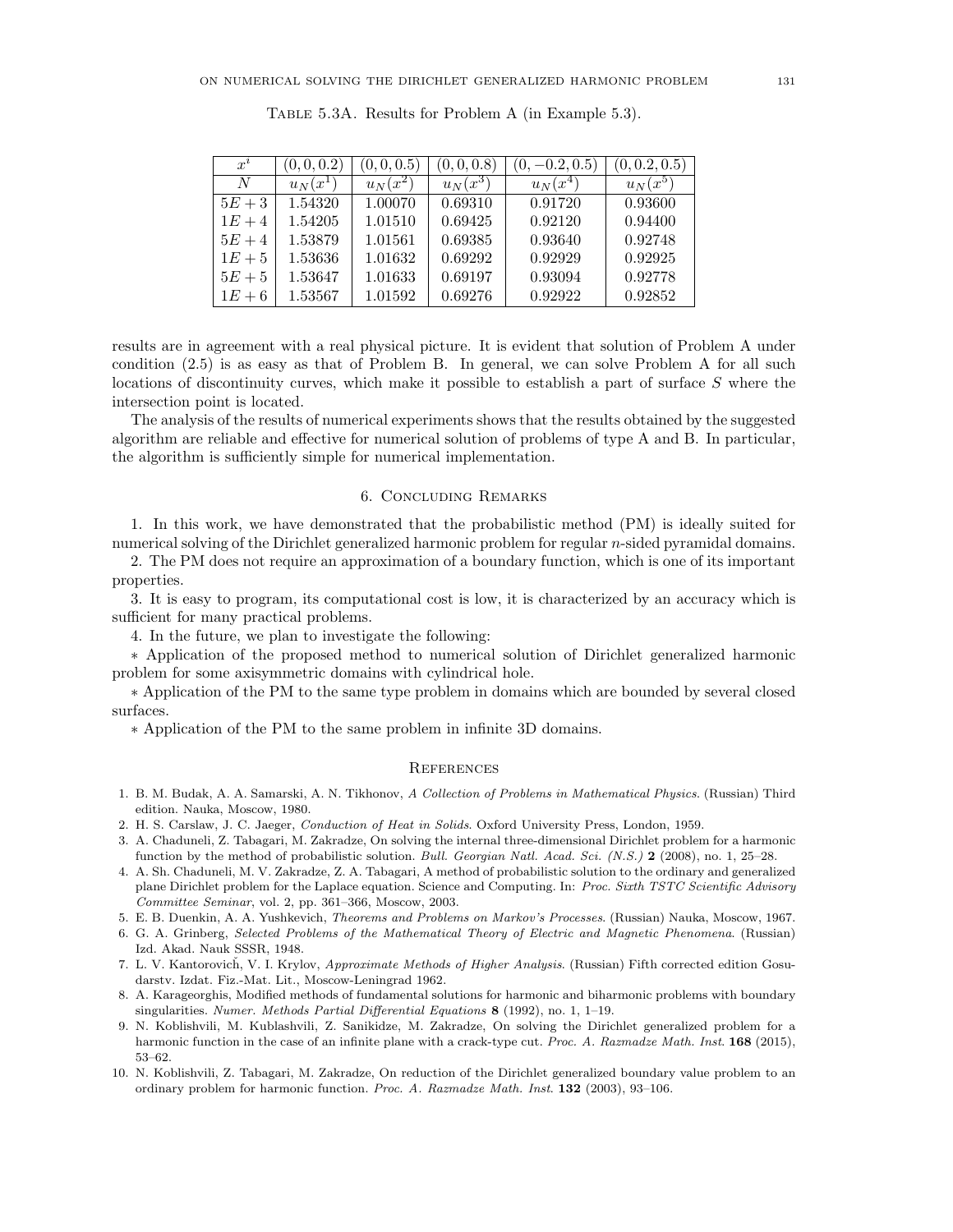Table 5.3A. Results for Problem A (in Example 5.3).

| $x^i$ | $(0,0,0.2)$ | $(0,0,0.5)$ | $(0,0,0.8)$ | $(0,-0.2,0.5)$ | $(0,0.2,0.5)$ |
|---|---|---|---|---|---|
| $N$ | $u_N(x^1)$ | $u_N(x^2)$ | $u_N(x^3)$ | $u_N(x^4)$ | $u_N(x^5)$ |
| $5E+3$ | 1.54320 | 1.00070 | 0.69310 | 0.91720 | 0.93600 |
| $1E+4$ | 1.54205 | 1.01510 | 0.69425 | 0.92120 | 0.94400 |
| $5E+4$ | 1.53879 | 1.01561 | 0.69385 | 0.93640 | 0.92748 |
| $1E+5$ | 1.53636 | 1.01632 | 0.69292 | 0.92929 | 0.92925 |
| $5E+5$ | 1.53647 | 1.01633 | 0.69197 | 0.93094 | 0.92778 |
| $1E+6$ | 1.53567 | 1.01592 | 0.69276 | 0.92922 | 0.92852 |

results are in agreement with a real physical picture. It is evident that solution of Problem A under condition (2.5) is as easy as that of Problem B. In general, we can solve Problem A for all such locations of discontinuity curves, which make it possible to establish a part of surface $S$ where the intersection point is located.

The analysis of the results of numerical experiments shows that the results obtained by the suggested algorithm are reliable and effective for numerical solution of problems of type A and B. In particular, the algorithm is sufficiently simple for numerical implementation.

## 6. Concluding Remarks

1. In this work, we have demonstrated that the probabilistic method (PM) is ideally suited for numerical solving of the Dirichlet generalized harmonic problem for regular $n$-sided pyramidal domains.

2. The PM does not require an approximation of a boundary function, which is one of its important properties.

3. It is easy to program, its computational cost is low, it is characterized by an accuracy which is sufficient for many practical problems.

4. In the future, we plan to investigate the following:

∗ Application of the proposed method to numerical solution of Dirichlet generalized harmonic problem for some axisymmetric domains with cylindrical hole.

∗ Application of the PM to the same type problem in domains which are bounded by several closed surfaces.

∗ Application of the PM to the same problem in infinite 3D domains.

## References

1. B. M. Budak, A. A. Samarski, A. N. Tikhonov, *A Collection of Problems in Mathematical Physics*. (Russian) Third edition. Nauka, Moscow, 1980.
2. H. S. Carslaw, J. C. Jaeger, *Conduction of Heat in Solids*. Oxford University Press, London, 1959.
3. A. Chaduneli, Z. Tabagari, M. Zakradze, On solving the internal three-dimensional Dirichlet problem for a harmonic function by the method of probabilistic solution. *Bull. Georgian Natl. Acad. Sci. (N.S.)* **2** (2008), no. 1, 25–28.
4. A. Sh. Chaduneli, M. V. Zakradze, Z. A. Tabagari, A method of probabilistic solution to the ordinary and generalized plane Dirichlet problem for the Laplace equation. Science and Computing. In: *Proc. Sixth TSTC Scientific Advisory Committee Seminar*, vol. 2, pp. 361–366, Moscow, 2003.
5. E. B. Duenkin, A. A. Yushkevich, *Theorems and Problems on Markov's Processes*. (Russian) Nauka, Moscow, 1967.
6. G. A. Grinberg, *Selected Problems of the Mathematical Theory of Electric and Magnetic Phenomena*. (Russian) Izd. Akad. Nauk SSSR, 1948.
7. L. V. Kantorovich̆, V. I. Krylov, *Approximate Methods of Higher Analysis*. (Russian) Fifth corrected edition Gosudarstv. Izdat. Fiz.-Mat. Lit., Moscow-Leningrad 1962.
8. A. Karageorghis, Modified methods of fundamental solutions for harmonic and biharmonic problems with boundary singularities. *Numer. Methods Partial Differential Equations* **8** (1992), no. 1, 1–19.
9. N. Koblishvili, M. Kublashvili, Z. Sanikidze, M. Zakradze, On solving the Dirichlet generalized problem for a harmonic function in the case of an infinite plane with a crack-type cut. *Proc. A. Razmadze Math. Inst.* **168** (2015), 53–62.
10. N. Koblishvili, Z. Tabagari, M. Zakradze, On reduction of the Dirichlet generalized boundary value problem to an ordinary problem for harmonic function. *Proc. A. Razmadze Math. Inst.* **132** (2003), 93–106.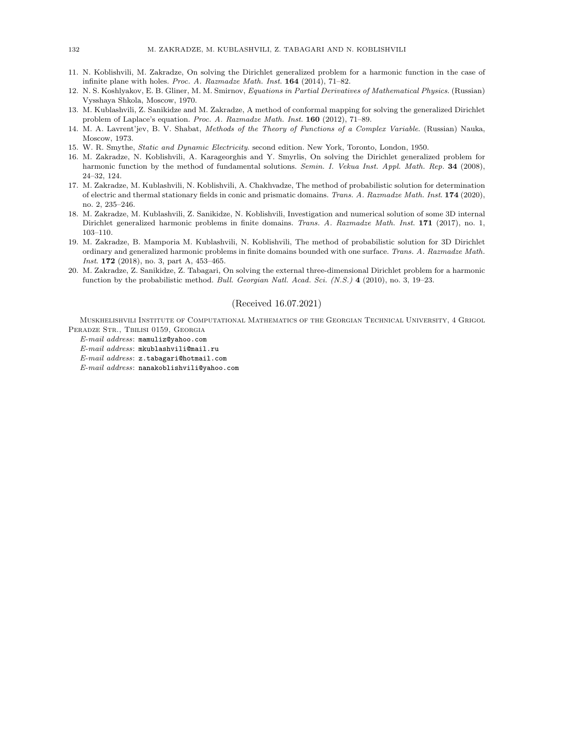11. N. Koblishvili, M. Zakradze, On solving the Dirichlet generalized problem for a harmonic function in the case of infinite plane with holes. *Proc. A. Razmadze Math. Inst.* **164** (2014), 71–82.
12. N. S. Koshlyakov, E. B. Gliner, M. M. Smirnov, *Equations in Partial Derivatives of Mathematical Physics.* (Russian) Vysshaya Shkola, Moscow, 1970.
13. M. Kublashvili, Z. Sanikidze and M. Zakradze, A method of conformal mapping for solving the generalized Dirichlet problem of Laplace's equation. *Proc. A. Razmadze Math. Inst.* **160** (2012), 71–89.
14. M. A. Lavrent'jev, B. V. Shabat, *Methods of the Theory of Functions of a Complex Variable.* (Russian) Nauka, Moscow, 1973.
15. W. R. Smythe, *Static and Dynamic Electricity.* second edition. New York, Toronto, London, 1950.
16. M. Zakradze, N. Koblishvili, A. Karageorghis and Y. Smyrlis, On solving the Dirichlet generalized problem for harmonic function by the method of fundamental solutions. *Semin. I. Vekua Inst. Appl. Math. Rep.* **34** (2008), 24–32, 124.
17. M. Zakradze, M. Kublashvili, N. Koblishvili, A. Chakhvadze, The method of probabilistic solution for determination of electric and thermal stationary fields in conic and prismatic domains. *Trans. A. Razmadze Math. Inst.* **174** (2020), no. 2, 235–246.
18. M. Zakradze, M. Kublashvili, Z. Sanikidze, N. Koblishvili, Investigation and numerical solution of some 3D internal Dirichlet generalized harmonic problems in finite domains. *Trans. A. Razmadze Math. Inst.* **171** (2017), no. 1, 103–110.
19. M. Zakradze, B. Mamporia M. Kublashvili, N. Koblishvili, The method of probabilistic solution for 3D Dirichlet ordinary and generalized harmonic problems in finite domains bounded with one surface. *Trans. A. Razmadze Math. Inst.* **172** (2018), no. 3, part A, 453–465.
20. M. Zakradze, Z. Sanikidze, Z. Tabagari, On solving the external three-dimensional Dirichlet problem for a harmonic function by the probabilistic method. *Bull. Georgian Natl. Acad. Sci. (N.S.)* **4** (2010), no. 3, 19–23.

(Received 16.07.2021)

Muskhelishvili Institute of Computational Mathematics of the Georgian Technical University, 4 Grigol Peradze Str., Tbilisi 0159, Georgia

*E-mail address*: mamuliz@yahoo.com

*E-mail address*: mkublashvili@mail.ru

*E-mail address*: z.tabagari@hotmail.com

*E-mail address*: nanakoblishvili@yahoo.com